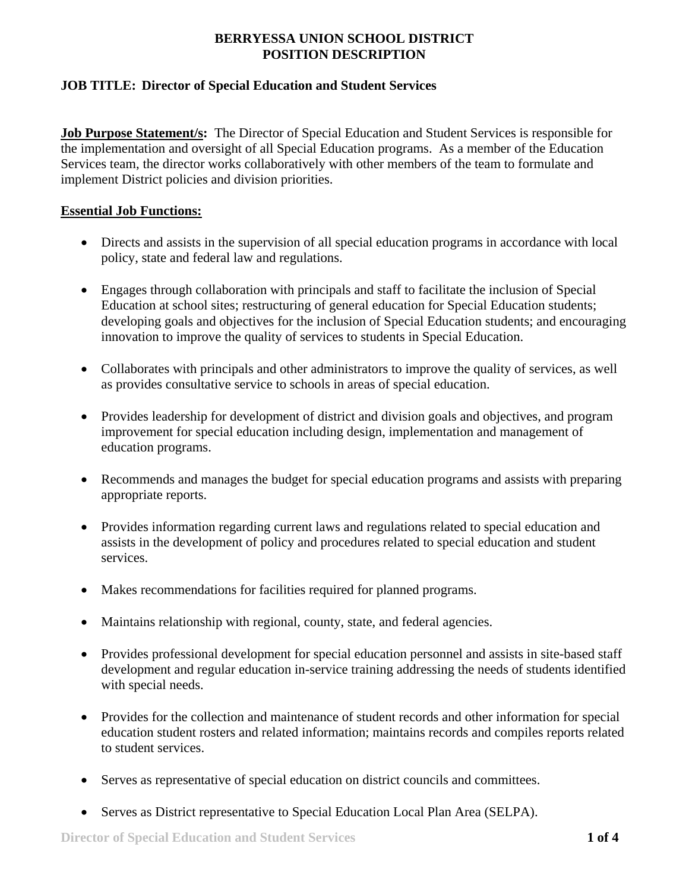# BERRYESSA UNION SCHOOL DISTRICT
# POSITION DESCRIPTION

**JOB TITLE: Director of Special Education and Student Services**

**Job Purpose Statement/s:** The Director of Special Education and Student Services is responsible for the implementation and oversight of all Special Education programs. As a member of the Education Services team, the director works collaboratively with other members of the team to formulate and implement District policies and division priorities.

## Essential Job Functions:

- Directs and assists in the supervision of all special education programs in accordance with local policy, state and federal law and regulations.
- Engages through collaboration with principals and staff to facilitate the inclusion of Special Education at school sites; restructuring of general education for Special Education students; developing goals and objectives for the inclusion of Special Education students; and encouraging innovation to improve the quality of services to students in Special Education.
- Collaborates with principals and other administrators to improve the quality of services, as well as provides consultative service to schools in areas of special education.
- Provides leadership for development of district and division goals and objectives, and program improvement for special education including design, implementation and management of education programs.
- Recommends and manages the budget for special education programs and assists with preparing appropriate reports.
- Provides information regarding current laws and regulations related to special education and assists in the development of policy and procedures related to special education and student services.
- Makes recommendations for facilities required for planned programs.
- Maintains relationship with regional, county, state, and federal agencies.
- Provides professional development for special education personnel and assists in site-based staff development and regular education in-service training addressing the needs of students identified with special needs.
- Provides for the collection and maintenance of student records and other information for special education student rosters and related information; maintains records and compiles reports related to student services.
- Serves as representative of special education on district councils and committees.
- Serves as District representative to Special Education Local Plan Area (SELPA).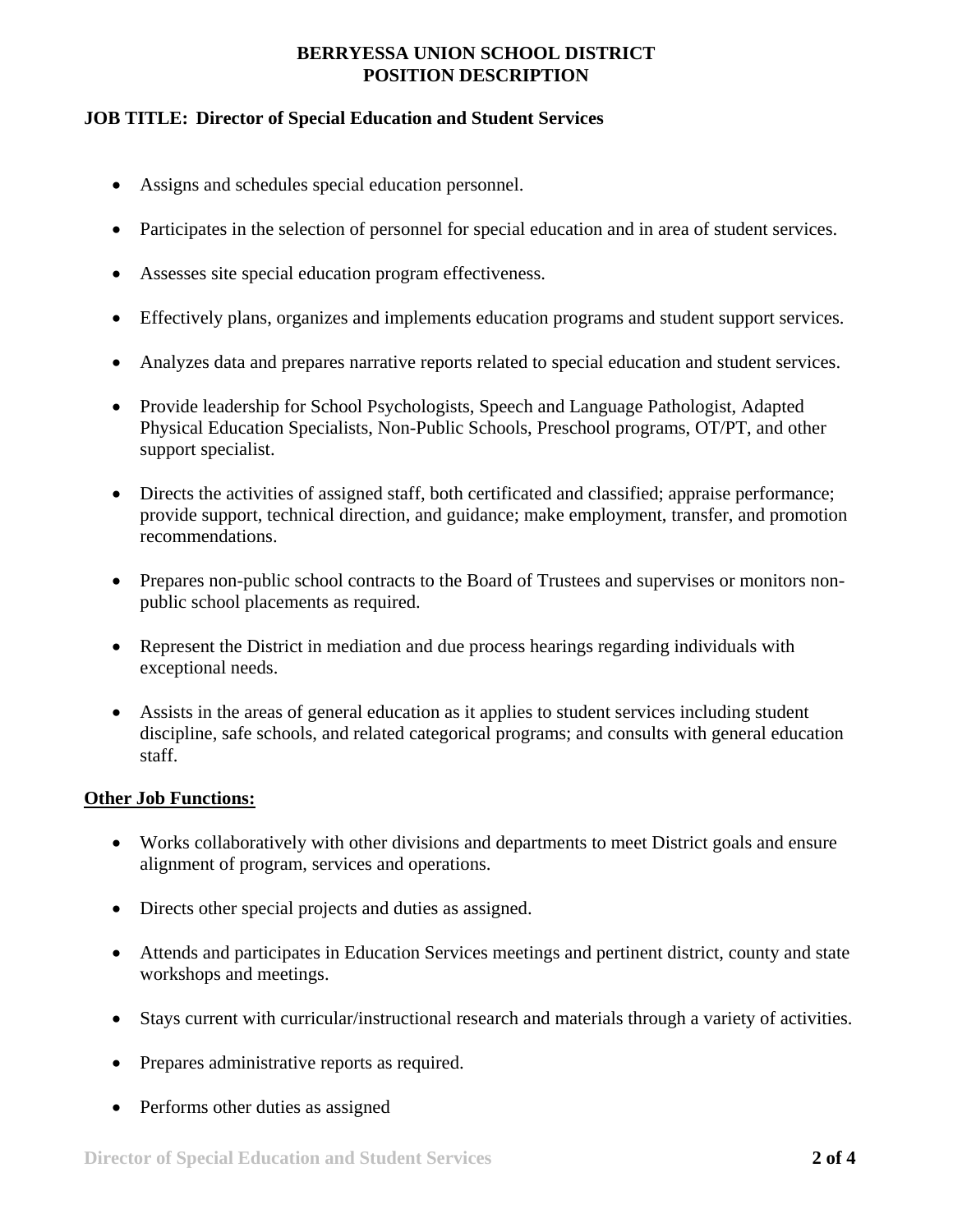**BERRYESSA UNION SCHOOL DISTRICT**
**POSITION DESCRIPTION**

**JOB TITLE: Director of Special Education and Student Services**

- Assigns and schedules special education personnel.
- Participates in the selection of personnel for special education and in area of student services.
- Assesses site special education program effectiveness.
- Effectively plans, organizes and implements education programs and student support services.
- Analyzes data and prepares narrative reports related to special education and student services.
- Provide leadership for School Psychologists, Speech and Language Pathologist, Adapted Physical Education Specialists, Non-Public Schools, Preschool programs, OT/PT, and other support specialist.
- Directs the activities of assigned staff, both certificated and classified; appraise performance; provide support, technical direction, and guidance; make employment, transfer, and promotion recommendations.
- Prepares non-public school contracts to the Board of Trustees and supervises or monitors non-public school placements as required.
- Represent the District in mediation and due process hearings regarding individuals with exceptional needs.
- Assists in the areas of general education as it applies to student services including student discipline, safe schools, and related categorical programs; and consults with general education staff.

**Other Job Functions:**

- Works collaboratively with other divisions and departments to meet District goals and ensure alignment of program, services and operations.
- Directs other special projects and duties as assigned.
- Attends and participates in Education Services meetings and pertinent district, county and state workshops and meetings.
- Stays current with curricular/instructional research and materials through a variety of activities.
- Prepares administrative reports as required.
- Performs other duties as assigned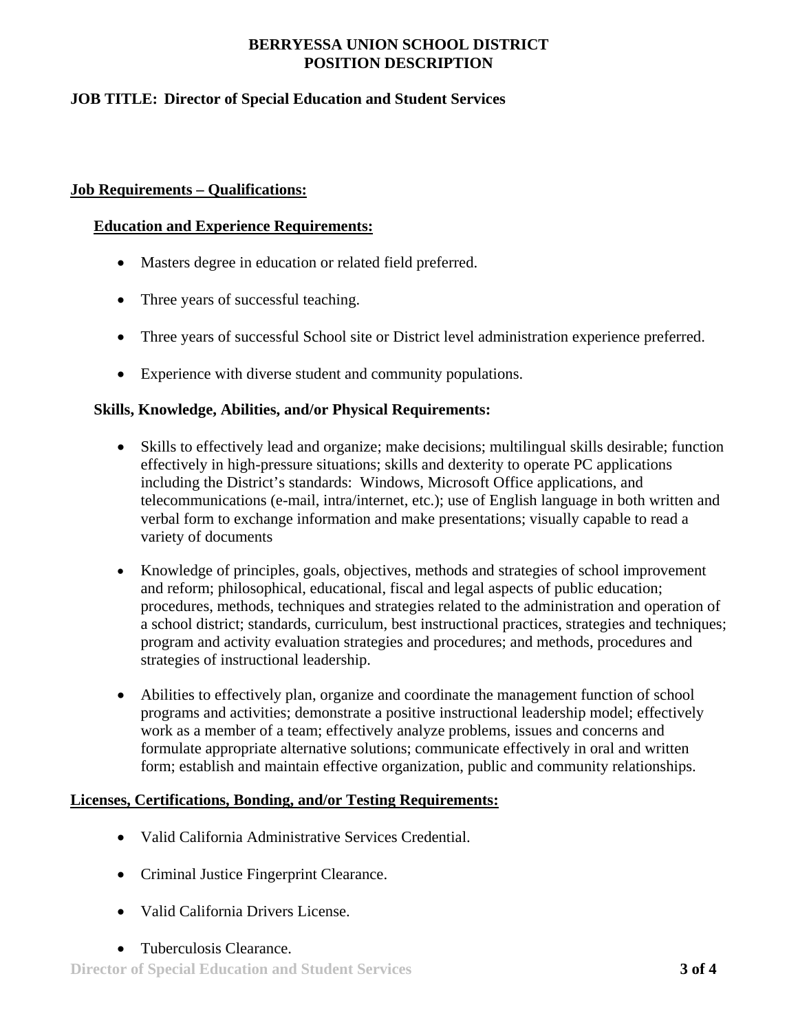**BERRYESSA UNION SCHOOL DISTRICT**
**POSITION DESCRIPTION**

**JOB TITLE: Director of Special Education and Student Services**

## Job Requirements – Qualifications:

### Education and Experience Requirements:

- Masters degree in education or related field preferred.
- Three years of successful teaching.
- Three years of successful School site or District level administration experience preferred.
- Experience with diverse student and community populations.

### Skills, Knowledge, Abilities, and/or Physical Requirements:

- Skills to effectively lead and organize; make decisions; multilingual skills desirable; function effectively in high-pressure situations; skills and dexterity to operate PC applications including the District's standards: Windows, Microsoft Office applications, and telecommunications (e-mail, intra/internet, etc.); use of English language in both written and verbal form to exchange information and make presentations; visually capable to read a variety of documents
- Knowledge of principles, goals, objectives, methods and strategies of school improvement and reform; philosophical, educational, fiscal and legal aspects of public education; procedures, methods, techniques and strategies related to the administration and operation of a school district; standards, curriculum, best instructional practices, strategies and techniques; program and activity evaluation strategies and procedures; and methods, procedures and strategies of instructional leadership.
- Abilities to effectively plan, organize and coordinate the management function of school programs and activities; demonstrate a positive instructional leadership model; effectively work as a member of a team; effectively analyze problems, issues and concerns and formulate appropriate alternative solutions; communicate effectively in oral and written form; establish and maintain effective organization, public and community relationships.

## Licenses, Certifications, Bonding, and/or Testing Requirements:

- Valid California Administrative Services Credential.
- Criminal Justice Fingerprint Clearance.
- Valid California Drivers License.
- Tuberculosis Clearance.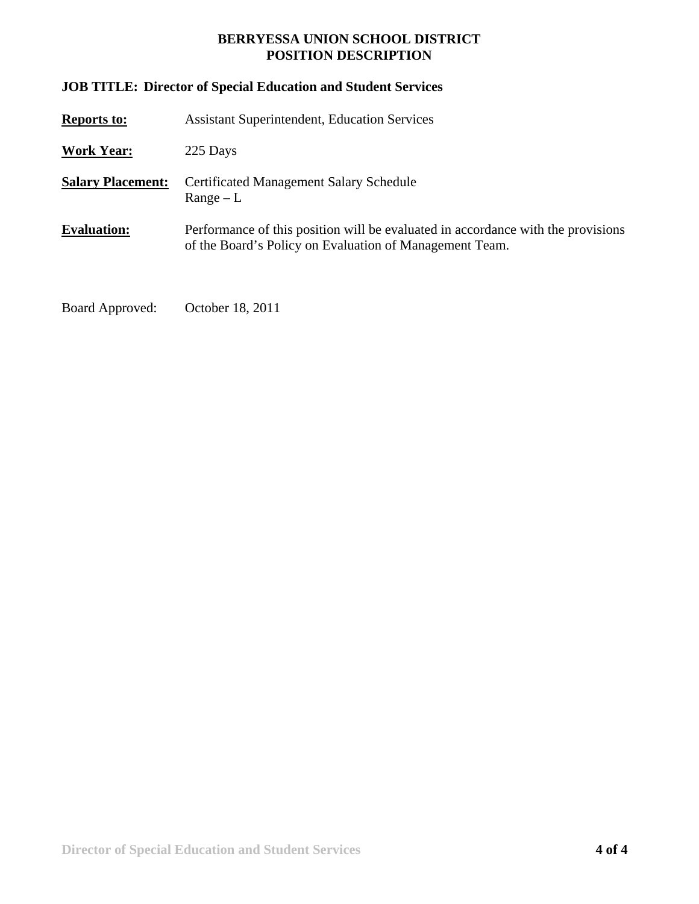**BERRYESSA UNION SCHOOL DISTRICT**
**POSITION DESCRIPTION**

**JOB TITLE: Director of Special Education and Student Services**

**Reports to:** Assistant Superintendent, Education Services

**Work Year:** 225 Days

**Salary Placement:** Certificated Management Salary Schedule
Range – L

**Evaluation:** Performance of this position will be evaluated in accordance with the provisions of the Board's Policy on Evaluation of Management Team.

Board Approved: October 18, 2011